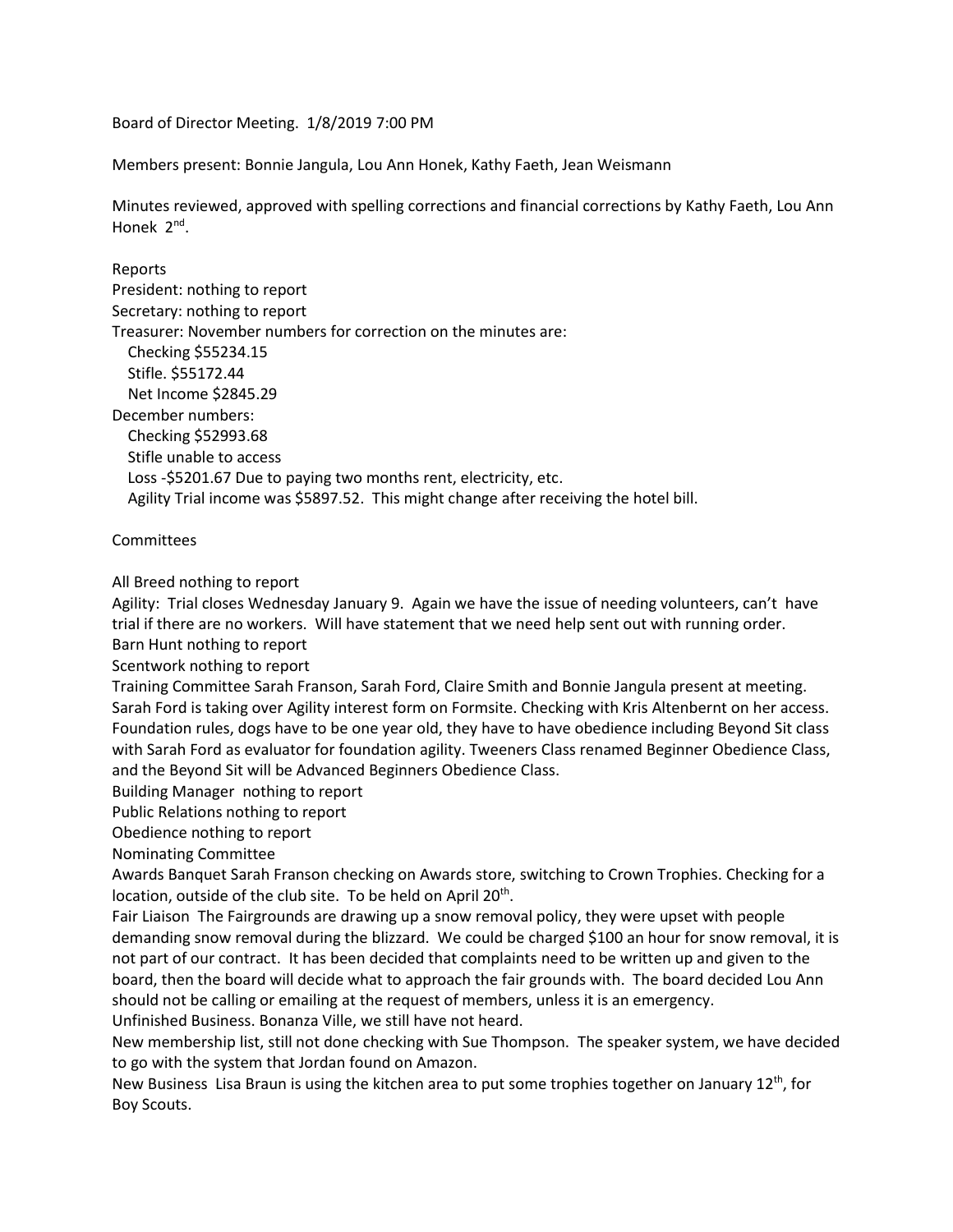Board of Director Meeting. 1/8/2019 7:00 PM

Members present: Bonnie Jangula, Lou Ann Honek, Kathy Faeth, Jean Weismann

Minutes reviewed, approved with spelling corrections and financial corrections by Kathy Faeth, Lou Ann Honek 2nd.

Reports
President: nothing to report
Secretary: nothing to report
Treasurer: November numbers for correction on the minutes are:
  Checking $55234.15
  Stifle. $55172.44
  Net Income $2845.29
December numbers:
  Checking $52993.68
  Stifle unable to access
  Loss -$5201.67 Due to paying two months rent, electricity, etc.
  Agility Trial income was $5897.52. This might change after receiving the hotel bill.

Committees

All Breed nothing to report
Agility: Trial closes Wednesday January 9. Again we have the issue of needing volunteers, can't have trial if there are no workers. Will have statement that we need help sent out with running order.
Barn Hunt nothing to report
Scentwork nothing to report
Training Committee Sarah Franson, Sarah Ford, Claire Smith and Bonnie Jangula present at meeting. Sarah Ford is taking over Agility interest form on Formsite. Checking with Kris Altenbernt on her access. Foundation rules, dogs have to be one year old, they have to have obedience including Beyond Sit class with Sarah Ford as evaluator for foundation agility. Tweeners Class renamed Beginner Obedience Class, and the Beyond Sit will be Advanced Beginners Obedience Class.
Building Manager nothing to report
Public Relations nothing to report
Obedience nothing to report
Nominating Committee
Awards Banquet Sarah Franson checking on Awards store, switching to Crown Trophies. Checking for a location, outside of the club site. To be held on April 20th.
Fair Liaison The Fairgrounds are drawing up a snow removal policy, they were upset with people demanding snow removal during the blizzard. We could be charged $100 an hour for snow removal, it is not part of our contract. It has been decided that complaints need to be written up and given to the board, then the board will decide what to approach the fair grounds with. The board decided Lou Ann should not be calling or emailing at the request of members, unless it is an emergency.
Unfinished Business. Bonanza Ville, we still have not heard.
New membership list, still not done checking with Sue Thompson. The speaker system, we have decided to go with the system that Jordan found on Amazon.
New Business Lisa Braun is using the kitchen area to put some trophies together on January 12th, for Boy Scouts.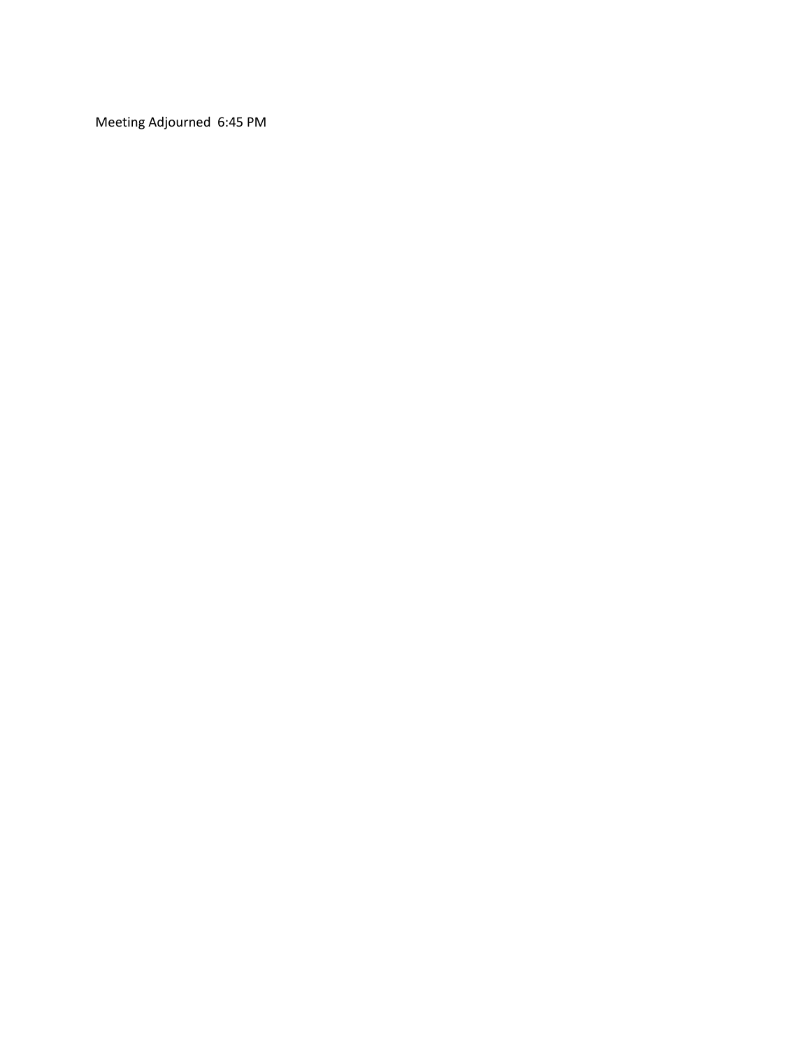Meeting Adjourned 6:45 PM